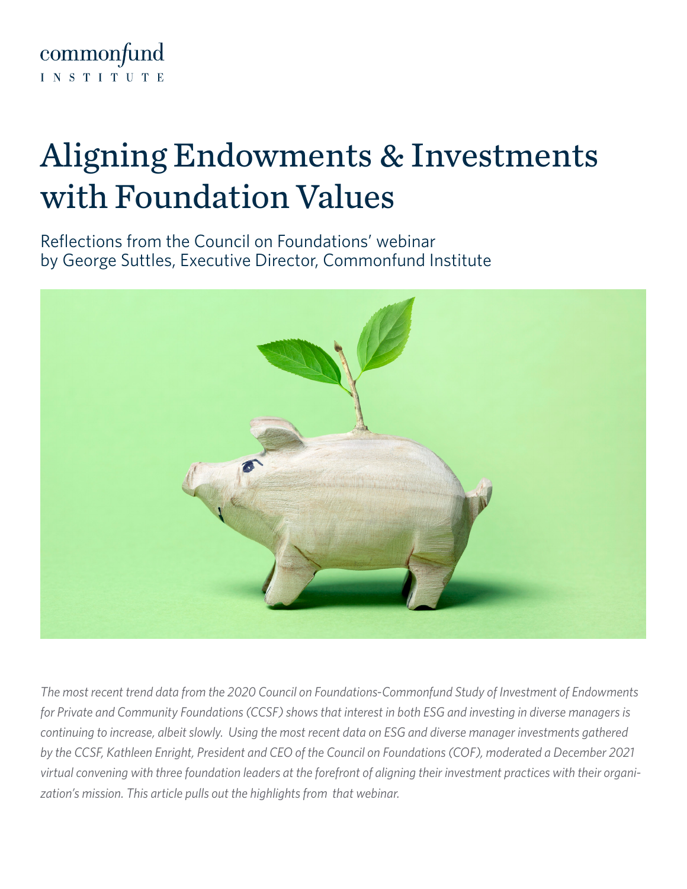commonfund
INSTITUTE

# Aligning Endowments & Investments with Foundation Values

Reflections from the Council on Foundations' webinar
by George Suttles, Executive Director, Commonfund Institute

*The most recent trend data from the 2020 Council on Foundations-Commonfund Study of Investment of Endowments for Private and Community Foundations (CCSF) shows that interest in both ESG and investing in diverse managers is continuing to increase, albeit slowly. Using the most recent data on ESG and diverse manager investments gathered by the CCSF, Kathleen Enright, President and CEO of the Council on Foundations (COF), moderated a December 2021 virtual convening with three foundation leaders at the forefront of aligning their investment practices with their organization's mission. This article pulls out the highlights from that webinar.*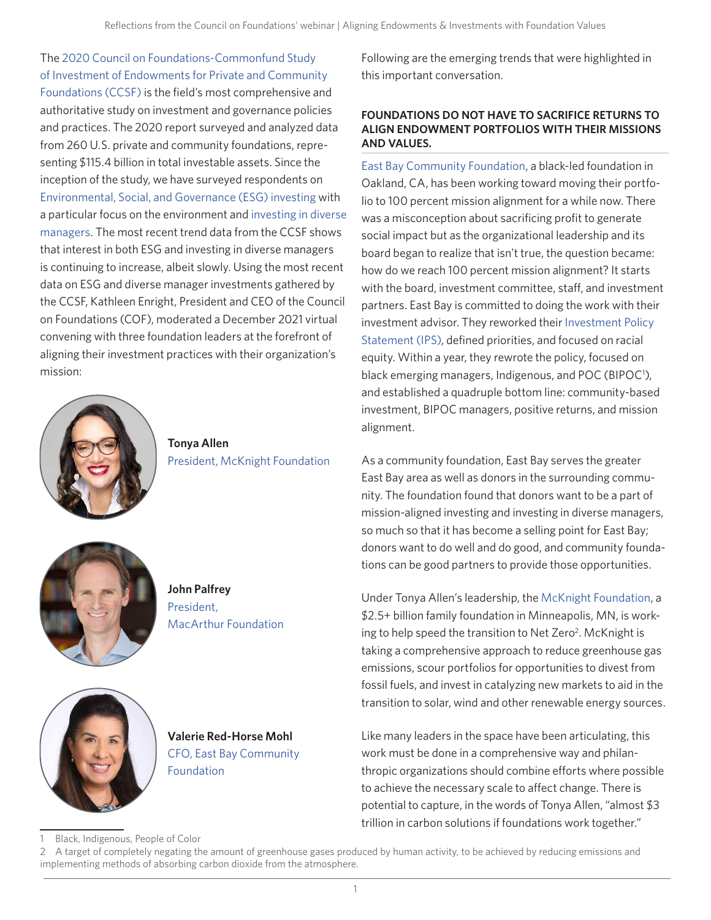The 2020 Council on Foundations-Commonfund Study of Investment of Endowments for Private and Community Foundations (CCSF) is the field's most comprehensive and authoritative study on investment and governance policies and practices. The 2020 report surveyed and analyzed data from 260 U.S. private and community foundations, representing $115.4 billion in total investable assets. Since the inception of the study, we have surveyed respondents on Environmental, Social, and Governance (ESG) investing with a particular focus on the environment and investing in diverse managers. The most recent trend data from the CCSF shows that interest in both ESG and investing in diverse managers is continuing to increase, albeit slowly. Using the most recent data on ESG and diverse manager investments gathered by the CCSF, Kathleen Enright, President and CEO of the Council on Foundations (COF), moderated a December 2021 virtual convening with three foundation leaders at the forefront of aligning their investment practices with their organization's mission:

**Tonya Allen**
President, McKnight Foundation

**John Palfrey**
President, MacArthur Foundation

**Valerie Red-Horse Mohl**
CFO, East Bay Community Foundation

Following are the emerging trends that were highlighted in this important conversation.

### FOUNDATIONS DO NOT HAVE TO SACRIFICE RETURNS TO ALIGN ENDOWMENT PORTFOLIOS WITH THEIR MISSIONS AND VALUES.

East Bay Community Foundation, a black-led foundation in Oakland, CA, has been working toward moving their portfolio to 100 percent mission alignment for a while now. There was a misconception about sacrificing profit to generate social impact but as the organizational leadership and its board began to realize that isn't true, the question became: how do we reach 100 percent mission alignment? It starts with the board, investment committee, staff, and investment partners. East Bay is committed to doing the work with their investment advisor. They reworked their Investment Policy Statement (IPS), defined priorities, and focused on racial equity. Within a year, they rewrote the policy, focused on black emerging managers, Indigenous, and POC (BIPOC[1]), and established a quadruple bottom line: community-based investment, BIPOC managers, positive returns, and mission alignment.

As a community foundation, East Bay serves the greater East Bay area as well as donors in the surrounding community. The foundation found that donors want to be a part of mission-aligned investing and investing in diverse managers, so much so that it has become a selling point for East Bay; donors want to do well and do good, and community foundations can be good partners to provide those opportunities.

Under Tonya Allen's leadership, the McKnight Foundation, a $2.5+ billion family foundation in Minneapolis, MN, is working to help speed the transition to Net Zero[2]. McKnight is taking a comprehensive approach to reduce greenhouse gas emissions, scour portfolios for opportunities to divest from fossil fuels, and invest in catalyzing new markets to aid in the transition to solar, wind and other renewable energy sources.

Like many leaders in the space have been articulating, this work must be done in a comprehensive way and philanthropic organizations should combine efforts where possible to achieve the necessary scale to affect change. There is potential to capture, in the words of Tonya Allen, "almost $3 trillion in carbon solutions if foundations work together."

1 Black, Indigenous, People of Color

2 A target of completely negating the amount of greenhouse gases produced by human activity, to be achieved by reducing emissions and implementing methods of absorbing carbon dioxide from the atmosphere.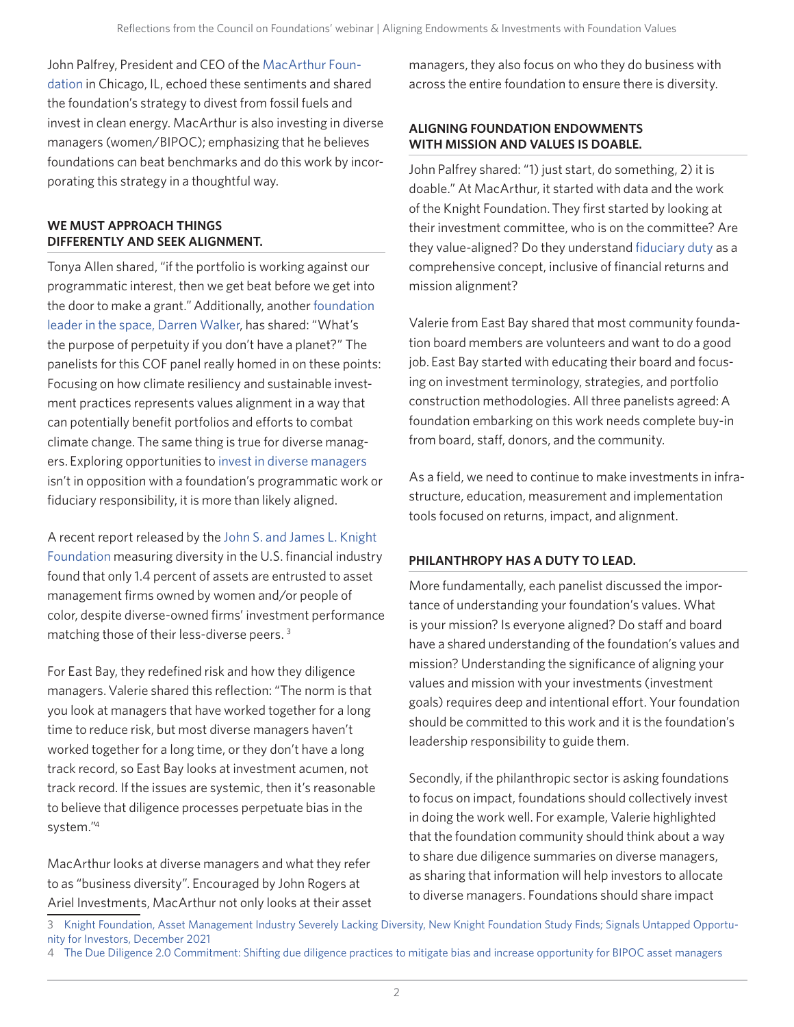John Palfrey, President and CEO of the MacArthur Foundation in Chicago, IL, echoed these sentiments and shared the foundation's strategy to divest from fossil fuels and invest in clean energy. MacArthur is also investing in diverse managers (women/BIPOC); emphasizing that he believes foundations can beat benchmarks and do this work by incorporating this strategy in a thoughtful way.

### WE MUST APPROACH THINGS DIFFERENTLY AND SEEK ALIGNMENT.

Tonya Allen shared, "if the portfolio is working against our programmatic interest, then we get beat before we get into the door to make a grant." Additionally, another foundation leader in the space, Darren Walker, has shared: "What's the purpose of perpetuity if you don't have a planet?" The panelists for this COF panel really homed in on these points: Focusing on how climate resiliency and sustainable investment practices represents values alignment in a way that can potentially benefit portfolios and efforts to combat climate change. The same thing is true for diverse managers. Exploring opportunities to invest in diverse managers isn't in opposition with a foundation's programmatic work or fiduciary responsibility, it is more than likely aligned.

A recent report released by the John S. and James L. Knight Foundation measuring diversity in the U.S. financial industry found that only 1.4 percent of assets are entrusted to asset management firms owned by women and/or people of color, despite diverse-owned firms' investment performance matching those of their less-diverse peers. [3]

For East Bay, they redefined risk and how they diligence managers. Valerie shared this reflection: "The norm is that you look at managers that have worked together for a long time to reduce risk, but most diverse managers haven't worked together for a long time, or they don't have a long track record, so East Bay looks at investment acumen, not track record. If the issues are systemic, then it's reasonable to believe that diligence processes perpetuate bias in the system."[4]

MacArthur looks at diverse managers and what they refer to as "business diversity". Encouraged by John Rogers at Ariel Investments, MacArthur not only looks at their asset managers, they also focus on who they do business with across the entire foundation to ensure there is diversity.

### ALIGNING FOUNDATION ENDOWMENTS WITH MISSION AND VALUES IS DOABLE.

John Palfrey shared: "1) just start, do something, 2) it is doable." At MacArthur, it started with data and the work of the Knight Foundation. They first started by looking at their investment committee, who is on the committee? Are they value-aligned? Do they understand fiduciary duty as a comprehensive concept, inclusive of financial returns and mission alignment?

Valerie from East Bay shared that most community foundation board members are volunteers and want to do a good job. East Bay started with educating their board and focusing on investment terminology, strategies, and portfolio construction methodologies. All three panelists agreed: A foundation embarking on this work needs complete buy-in from board, staff, donors, and the community.

As a field, we need to continue to make investments in infrastructure, education, measurement and implementation tools focused on returns, impact, and alignment.

### PHILANTHROPY HAS A DUTY TO LEAD.

More fundamentally, each panelist discussed the importance of understanding your foundation's values. What is your mission? Is everyone aligned? Do staff and board have a shared understanding of the foundation's values and mission? Understanding the significance of aligning your values and mission with your investments (investment goals) requires deep and intentional effort. Your foundation should be committed to this work and it is the foundation's leadership responsibility to guide them.

Secondly, if the philanthropic sector is asking foundations to focus on impact, foundations should collectively invest in doing the work well. For example, Valerie highlighted that the foundation community should think about a way to share due diligence summaries on diverse managers, as sharing that information will help investors to allocate to diverse managers. Foundations should share impact

---

3 Knight Foundation, Asset Management Industry Severely Lacking Diversity, New Knight Foundation Study Finds; Signals Untapped Opportunity for Investors, December 2021

4 The Due Diligence 2.0 Commitment: Shifting due diligence practices to mitigate bias and increase opportunity for BIPOC asset managers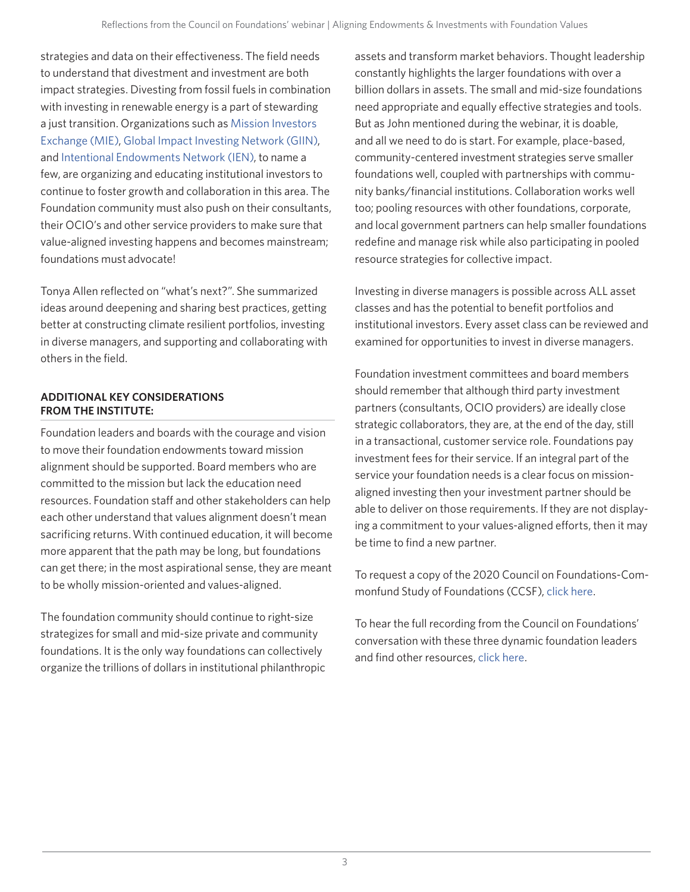strategies and data on their effectiveness. The field needs to understand that divestment and investment are both impact strategies. Divesting from fossil fuels in combination with investing in renewable energy is a part of stewarding a just transition. Organizations such as Mission Investors Exchange (MIE), Global Impact Investing Network (GIIN), and Intentional Endowments Network (IEN), to name a few, are organizing and educating institutional investors to continue to foster growth and collaboration in this area. The Foundation community must also push on their consultants, their OCIO's and other service providers to make sure that value-aligned investing happens and becomes mainstream; foundations must advocate!

Tonya Allen reflected on "what's next?". She summarized ideas around deepening and sharing best practices, getting better at constructing climate resilient portfolios, investing in diverse managers, and supporting and collaborating with others in the field.

### ADDITIONAL KEY CONSIDERATIONS FROM THE INSTITUTE:

Foundation leaders and boards with the courage and vision to move their foundation endowments toward mission alignment should be supported. Board members who are committed to the mission but lack the education need resources. Foundation staff and other stakeholders can help each other understand that values alignment doesn't mean sacrificing returns. With continued education, it will become more apparent that the path may be long, but foundations can get there; in the most aspirational sense, they are meant to be wholly mission-oriented and values-aligned.

The foundation community should continue to right-size strategizes for small and mid-size private and community foundations. It is the only way foundations can collectively organize the trillions of dollars in institutional philanthropic assets and transform market behaviors. Thought leadership constantly highlights the larger foundations with over a billion dollars in assets. The small and mid-size foundations need appropriate and equally effective strategies and tools. But as John mentioned during the webinar, it is doable, and all we need to do is start. For example, place-based, community-centered investment strategies serve smaller foundations well, coupled with partnerships with community banks/financial institutions. Collaboration works well too; pooling resources with other foundations, corporate, and local government partners can help smaller foundations redefine and manage risk while also participating in pooled resource strategies for collective impact.

Investing in diverse managers is possible across ALL asset classes and has the potential to benefit portfolios and institutional investors. Every asset class can be reviewed and examined for opportunities to invest in diverse managers.

Foundation investment committees and board members should remember that although third party investment partners (consultants, OCIO providers) are ideally close strategic collaborators, they are, at the end of the day, still in a transactional, customer service role. Foundations pay investment fees for their service. If an integral part of the service your foundation needs is a clear focus on mission-aligned investing then your investment partner should be able to deliver on those requirements. If they are not displaying a commitment to your values-aligned efforts, then it may be time to find a new partner.

To request a copy of the 2020 Council on Foundations-Commonfund Study of Foundations (CCSF), click here.

To hear the full recording from the Council on Foundations' conversation with these three dynamic foundation leaders and find other resources, click here.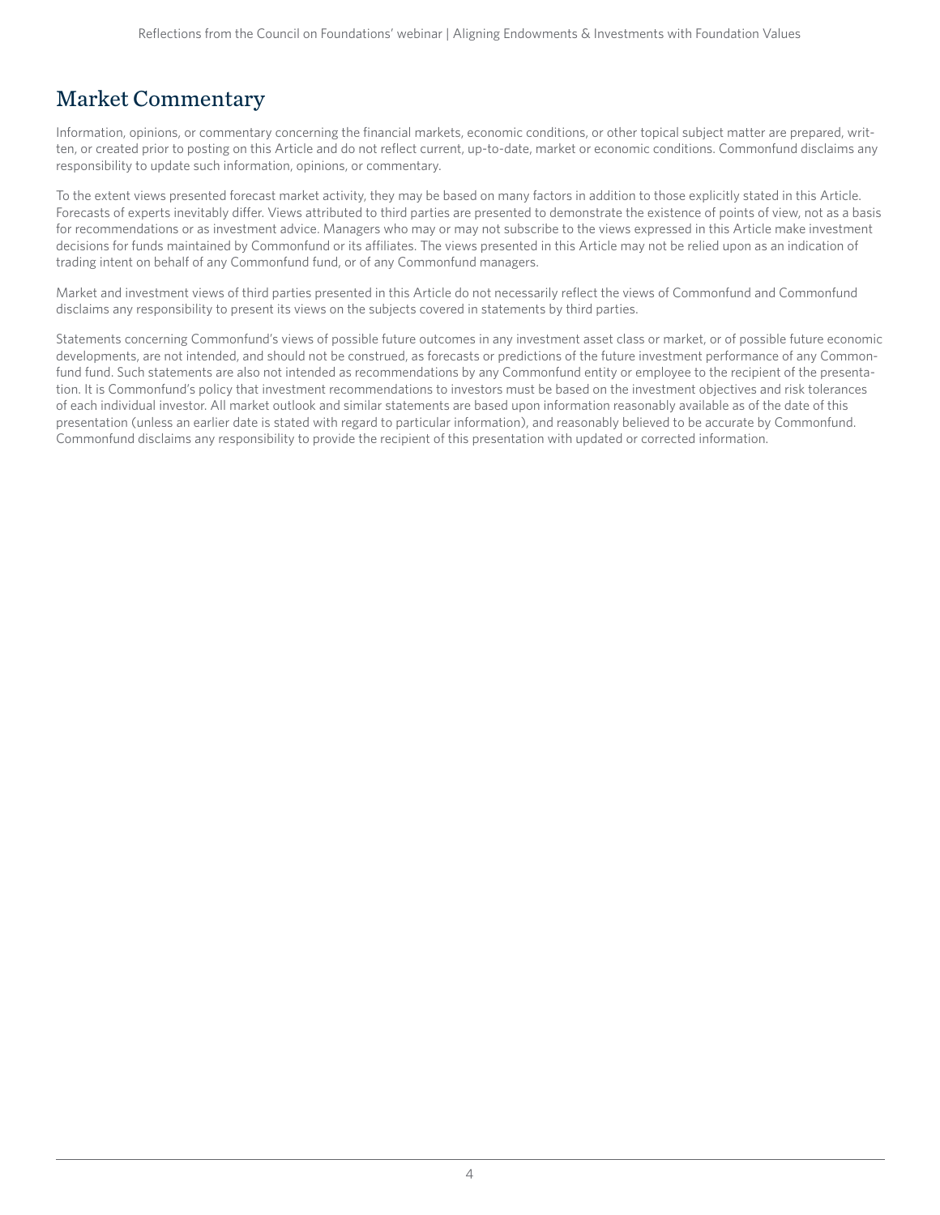## Market Commentary

Information, opinions, or commentary concerning the financial markets, economic conditions, or other topical subject matter are prepared, written, or created prior to posting on this Article and do not reflect current, up-to-date, market or economic conditions. Commonfund disclaims any responsibility to update such information, opinions, or commentary.

To the extent views presented forecast market activity, they may be based on many factors in addition to those explicitly stated in this Article. Forecasts of experts inevitably differ. Views attributed to third parties are presented to demonstrate the existence of points of view, not as a basis for recommendations or as investment advice. Managers who may or may not subscribe to the views expressed in this Article make investment decisions for funds maintained by Commonfund or its affiliates. The views presented in this Article may not be relied upon as an indication of trading intent on behalf of any Commonfund fund, or of any Commonfund managers.

Market and investment views of third parties presented in this Article do not necessarily reflect the views of Commonfund and Commonfund disclaims any responsibility to present its views on the subjects covered in statements by third parties.

Statements concerning Commonfund's views of possible future outcomes in any investment asset class or market, or of possible future economic developments, are not intended, and should not be construed, as forecasts or predictions of the future investment performance of any Commonfund fund. Such statements are also not intended as recommendations by any Commonfund entity or employee to the recipient of the presentation. It is Commonfund's policy that investment recommendations to investors must be based on the investment objectives and risk tolerances of each individual investor. All market outlook and similar statements are based upon information reasonably available as of the date of this presentation (unless an earlier date is stated with regard to particular information), and reasonably believed to be accurate by Commonfund. Commonfund disclaims any responsibility to provide the recipient of this presentation with updated or corrected information.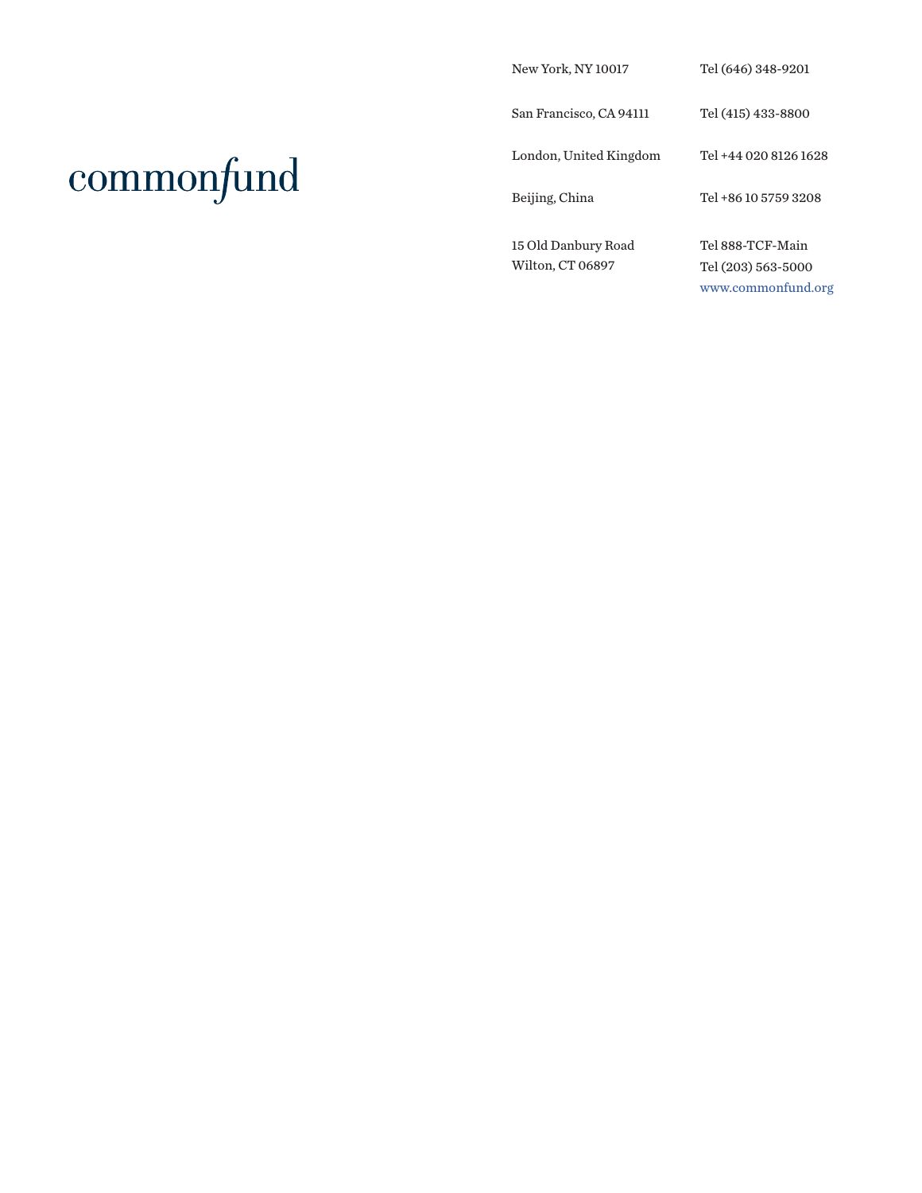commonfund

New York, NY 10017 — Tel (646) 348-9201

San Francisco, CA 94111 — Tel (415) 433-8800

London, United Kingdom — Tel +44 020 8126 1628

Beijing, China — Tel +86 10 5759 3208

15 Old Danbury Road
Wilton, CT 06897

Tel 888-TCF-Main
Tel (203) 563-5000
www.commonfund.org